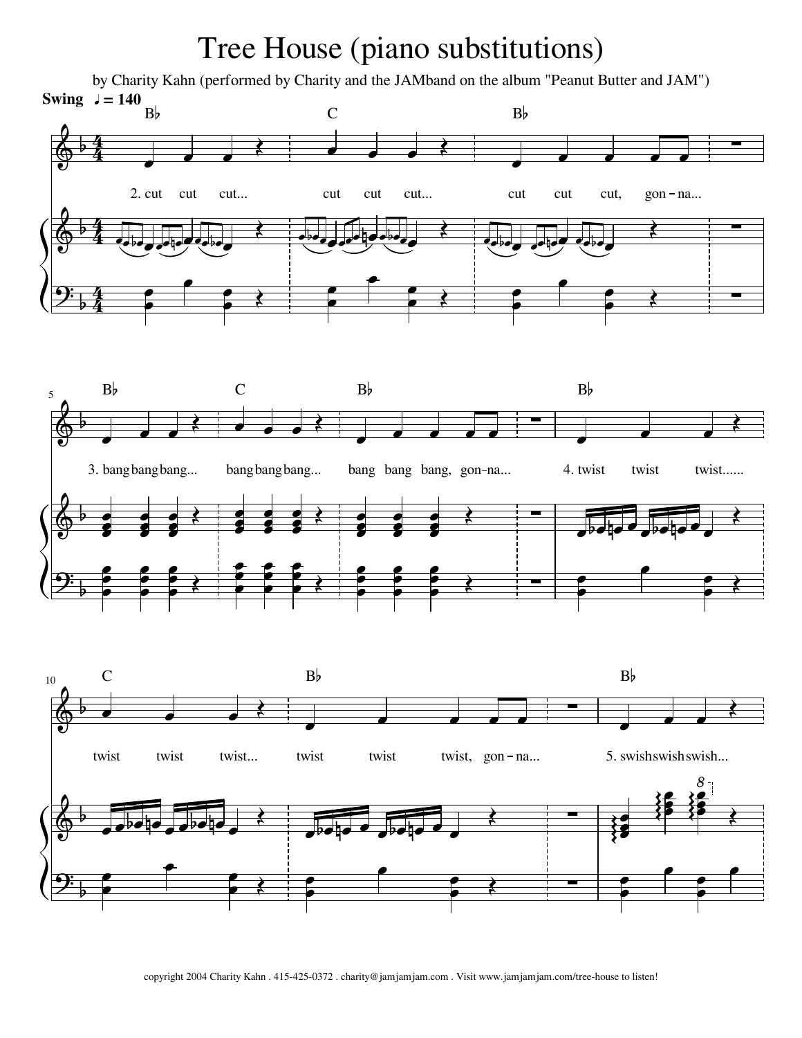# Tree House (piano substitutions)

by Charity Kahn (performed by Charity and the JAMband on the album "Peanut Butter and JAM")

**Swing** ♩ = 140

Bb C Bb

2. cut cut cut... cut cut cut... cut cut cut, gon - na...

Bb C Bb Bb

3. bang bang bang... bang bang bang... bang bang bang, gon-na... 4. twist twist twist......

C Bb Bb

twist twist twist... twist twist twist, gon - na... 5. swish swish swish...

copyright 2004 Charity Kahn . 415-425-0372 . charity@jamjamjam.com . Visit www.jamjamjam.com/tree-house to listen!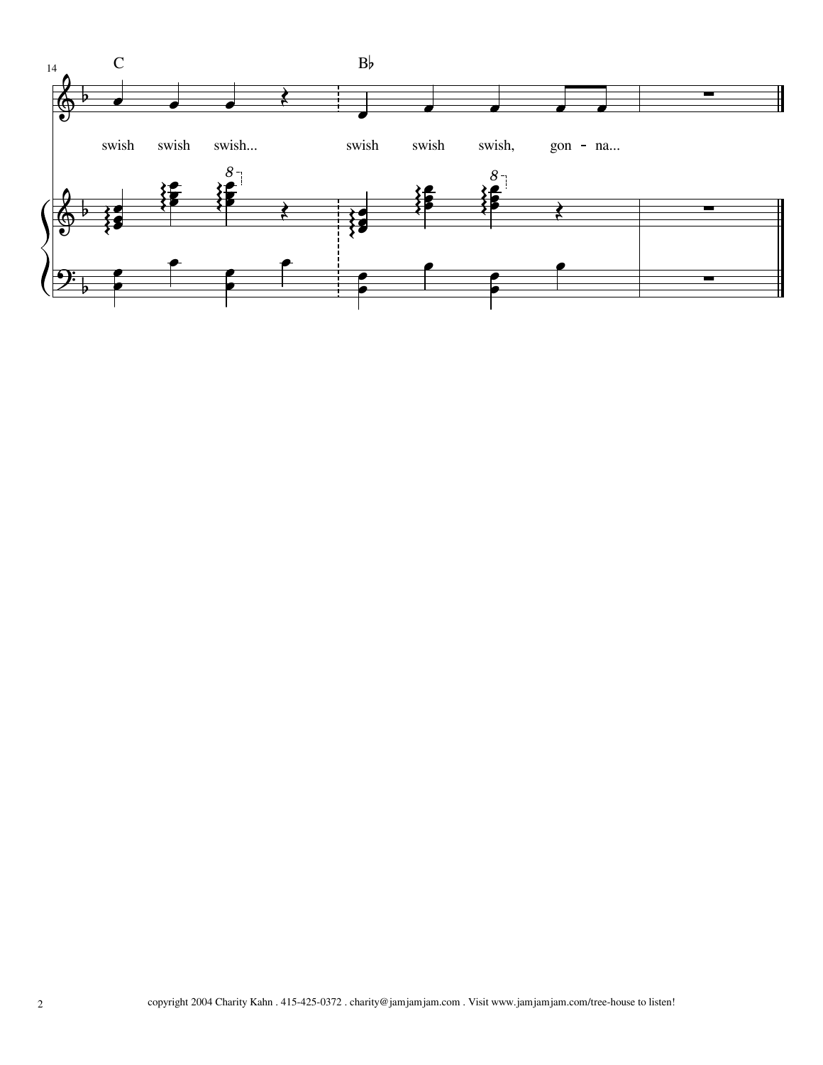14

C B♭

swish swish swish... swish swish swish, gon - na...